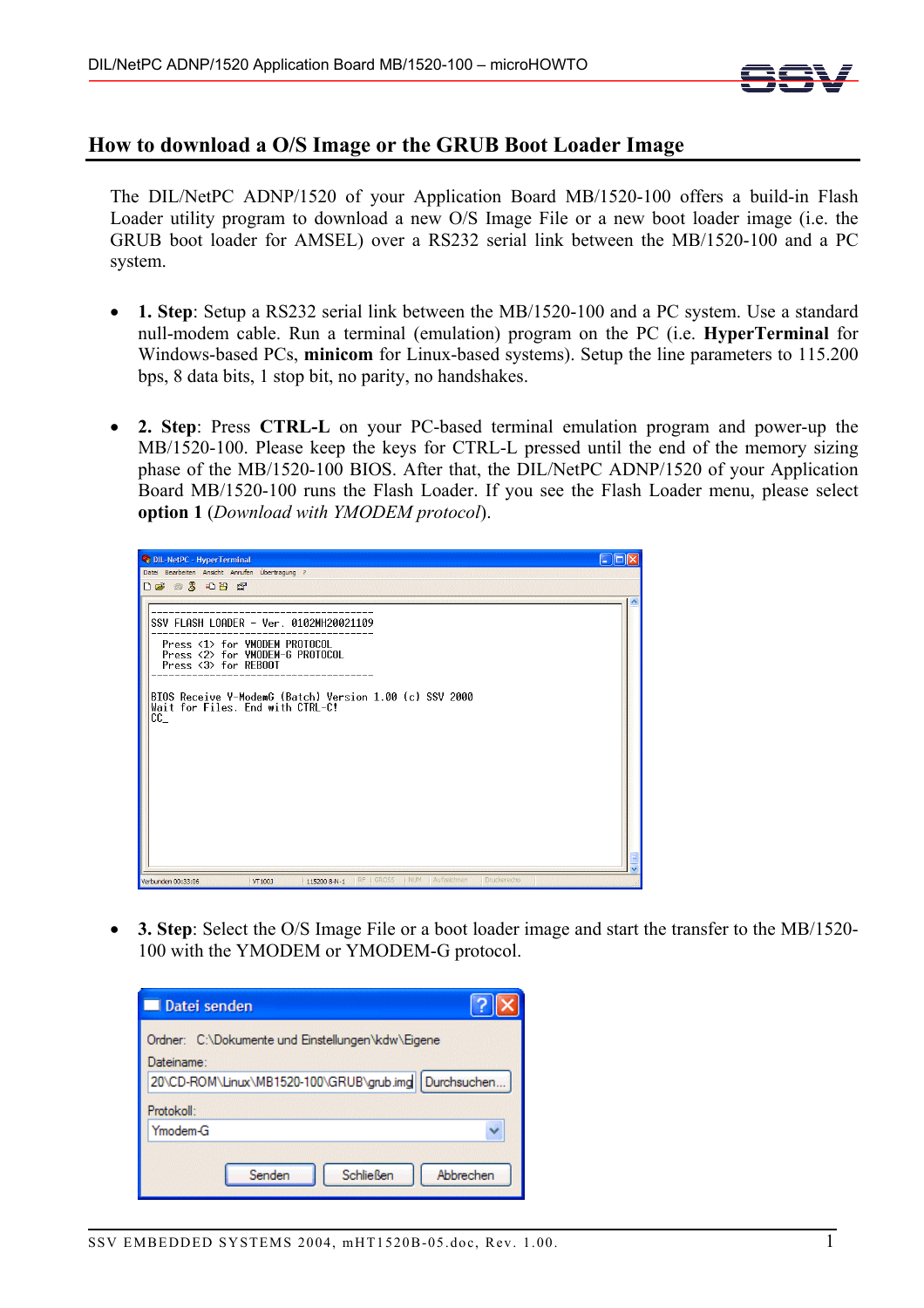## How to download a O/S Image or the GRUB Boot Loader Image

The DIL/NetPC ADNP/1520 of your Application Board MB/1520-100 offers a build-in Flash Loader utility program to download a new O/S Image File or a new boot loader image (i.e. the GRUB boot loader for AMSEL) over a RS232 serial link between the MB/1520-100 and a PC system.

- **1. Step**: Setup a RS232 serial link between the MB/1520-100 and a PC system. Use a standard null-modem cable. Run a terminal (emulation) program on the PC (i.e. **HyperTerminal** for Windows-based PCs, **minicom** for Linux-based systems). Setup the line parameters to 115.200 bps, 8 data bits, 1 stop bit, no parity, no handshakes.

- **2. Step**: Press **CTRL-L** on your PC-based terminal emulation program and power-up the MB/1520-100. Please keep the keys for CTRL-L pressed until the end of the memory sizing phase of the MB/1520-100 BIOS. After that, the DIL/NetPC ADNP/1520 of your Application Board MB/1520-100 runs the Flash Loader. If you see the Flash Loader menu, please select **option 1** (*Download with YMODEM protocol*).

- **3. Step**: Select the O/S Image File or a boot loader image and start the transfer to the MB/1520-100 with the YMODEM or YMODEM-G protocol.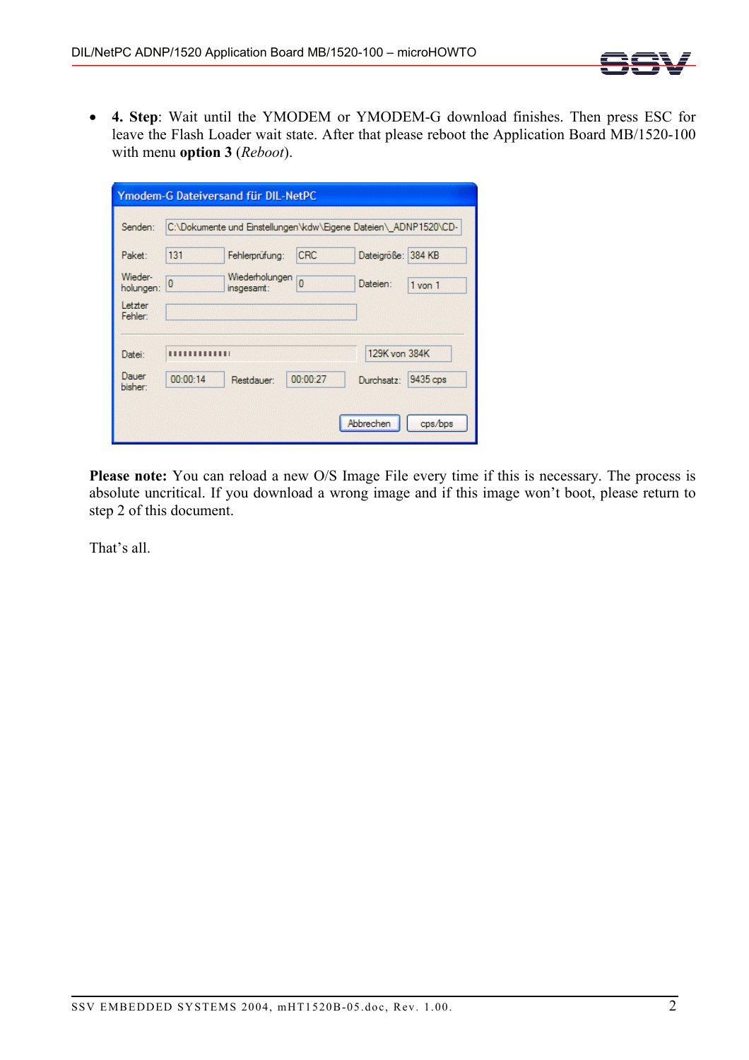- **4. Step**: Wait until the YMODEM or YMODEM-G download finishes. Then press ESC for leave the Flash Loader wait state. After that please reboot the Application Board MB/1520-100 with menu **option 3** (*Reboot*).

**Please note:** You can reload a new O/S Image File every time if this is necessary. The process is absolute uncritical. If you download a wrong image and if this image won't boot, please return to step 2 of this document.

That's all.